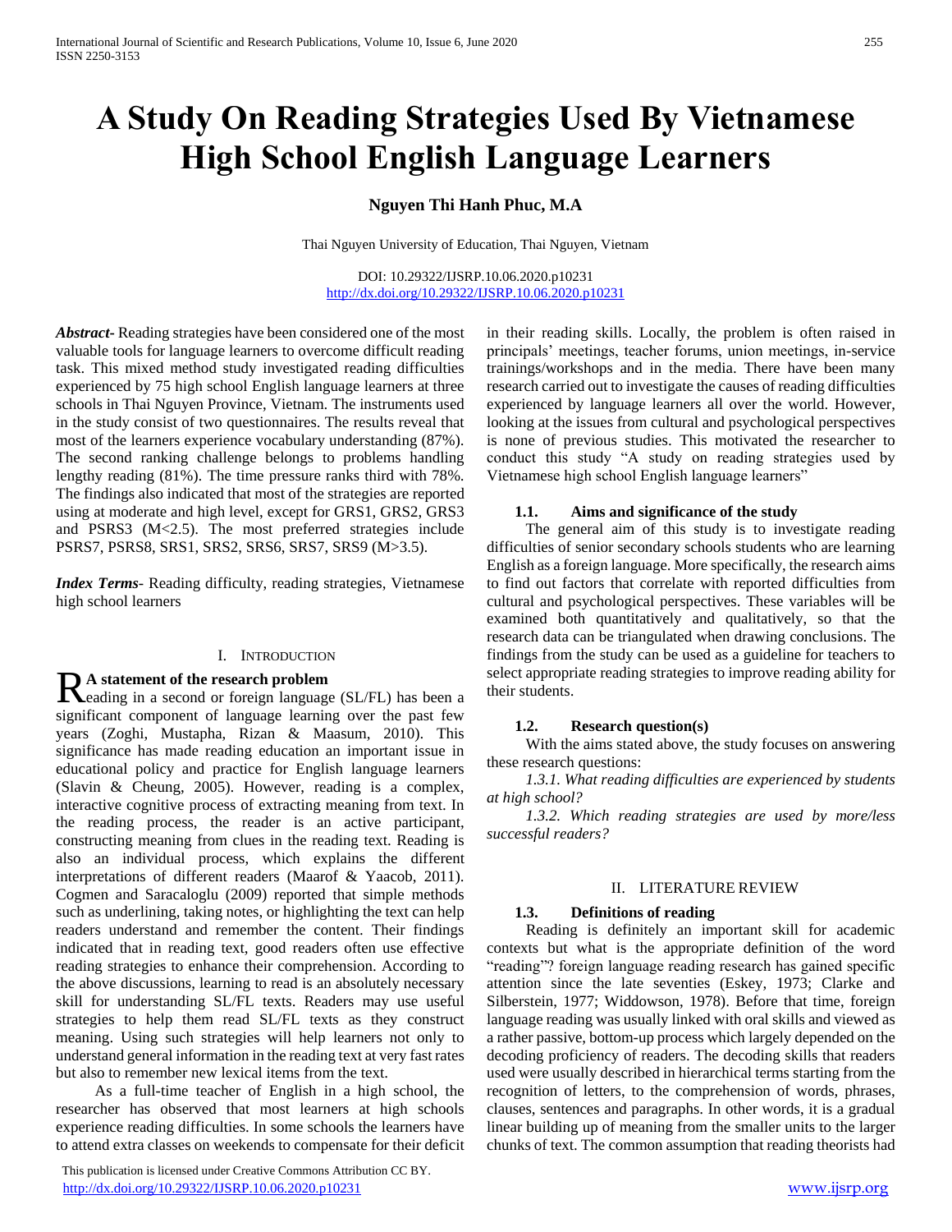# A Study On Reading Strategies Used By Vietnamese High School English Language Learners

**Nguyen Thi Hanh Phuc, M.A**

Thai Nguyen University of Education, Thai Nguyen, Vietnam

DOI: 10.29322/IJSRP.10.06.2020.p10231
http://dx.doi.org/10.29322/IJSRP.10.06.2020.p10231

***Abstract***- Reading strategies have been considered one of the most valuable tools for language learners to overcome difficult reading task. This mixed method study investigated reading difficulties experienced by 75 high school English language learners at three schools in Thai Nguyen Province, Vietnam. The instruments used in the study consist of two questionnaires. The results reveal that most of the learners experience vocabulary understanding (87%). The second ranking challenge belongs to problems handling lengthy reading (81%). The time pressure ranks third with 78%. The findings also indicated that most of the strategies are reported using at moderate and high level, except for GRS1, GRS2, GRS3 and PSRS3 (M<2.5). The most preferred strategies include PSRS7, PSRS8, SRS1, SRS2, SRS6, SRS7, SRS9 (M>3.5).

***Index Terms***- Reading difficulty, reading strategies, Vietnamese high school learners

## I. Introduction

**A statement of the research problem**

Reading in a second or foreign language (SL/FL) has been a significant component of language learning over the past few years (Zoghi, Mustapha, Rizan & Maasum, 2010). This significance has made reading education an important issue in educational policy and practice for English language learners (Slavin & Cheung, 2005). However, reading is a complex, interactive cognitive process of extracting meaning from text. In the reading process, the reader is an active participant, constructing meaning from clues in the reading text. Reading is also an individual process, which explains the different interpretations of different readers (Maarof & Yaacob, 2011). Cogmen and Saracaloglu (2009) reported that simple methods such as underlining, taking notes, or highlighting the text can help readers understand and remember the content. Their findings indicated that in reading text, good readers often use effective reading strategies to enhance their comprehension. According to the above discussions, learning to read is an absolutely necessary skill for understanding SL/FL texts. Readers may use useful strategies to help them read SL/FL texts as they construct meaning. Using such strategies will help learners not only to understand general information in the reading text at very fast rates but also to remember new lexical items from the text.

As a full-time teacher of English in a high school, the researcher has observed that most learners at high schools experience reading difficulties. In some schools the learners have to attend extra classes on weekends to compensate for their deficit in their reading skills. Locally, the problem is often raised in principals' meetings, teacher forums, union meetings, in-service trainings/workshops and in the media. There have been many research carried out to investigate the causes of reading difficulties experienced by language learners all over the world. However, looking at the issues from cultural and psychological perspectives is none of previous studies. This motivated the researcher to conduct this study "A study on reading strategies used by Vietnamese high school English language learners"

### 1.1. Aims and significance of the study

The general aim of this study is to investigate reading difficulties of senior secondary schools students who are learning English as a foreign language. More specifically, the research aims to find out factors that correlate with reported difficulties from cultural and psychological perspectives. These variables will be examined both quantitatively and qualitatively, so that the research data can be triangulated when drawing conclusions. The findings from the study can be used as a guideline for teachers to select appropriate reading strategies to improve reading ability for their students.

### 1.2. Research question(s)

With the aims stated above, the study focuses on answering these research questions:

*1.3.1. What reading difficulties are experienced by students at high school?*

*1.3.2. Which reading strategies are used by more/less successful readers?*

## II. Literature Review

### 1.3. Definitions of reading

Reading is definitely an important skill for academic contexts but what is the appropriate definition of the word "reading"? foreign language reading research has gained specific attention since the late seventies (Eskey, 1973; Clarke and Silberstein, 1977; Widdowson, 1978). Before that time, foreign language reading was usually linked with oral skills and viewed as a rather passive, bottom-up process which largely depended on the decoding proficiency of readers. The decoding skills that readers used were usually described in hierarchical terms starting from the recognition of letters, to the comprehension of words, phrases, clauses, sentences and paragraphs. In other words, it is a gradual linear building up of meaning from the smaller units to the larger chunks of text. The common assumption that reading theorists had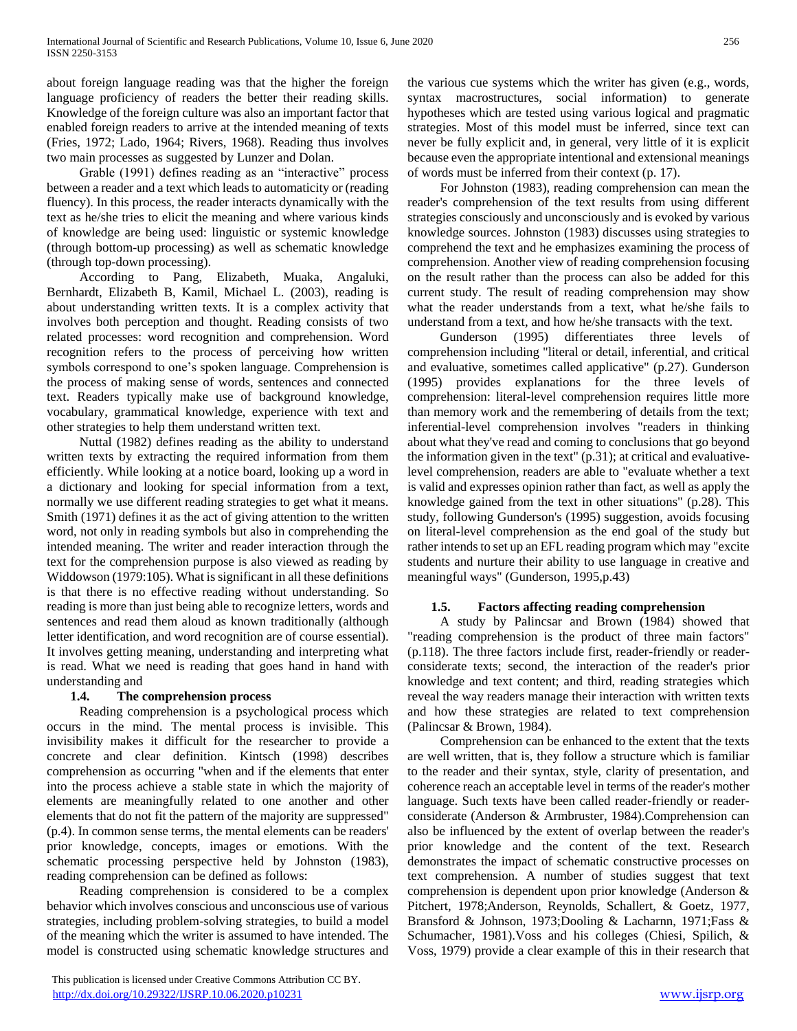about foreign language reading was that the higher the foreign language proficiency of readers the better their reading skills. Knowledge of the foreign culture was also an important factor that enabled foreign readers to arrive at the intended meaning of texts (Fries, 1972; Lado, 1964; Rivers, 1968). Reading thus involves two main processes as suggested by Lunzer and Dolan.

Grable (1991) defines reading as an "interactive" process between a reader and a text which leads to automaticity or (reading fluency). In this process, the reader interacts dynamically with the text as he/she tries to elicit the meaning and where various kinds of knowledge are being used: linguistic or systemic knowledge (through bottom-up processing) as well as schematic knowledge (through top-down processing).

According to Pang, Elizabeth, Muaka, Angaluki, Bernhardt, Elizabeth B, Kamil, Michael L. (2003), reading is about understanding written texts. It is a complex activity that involves both perception and thought. Reading consists of two related processes: word recognition and comprehension. Word recognition refers to the process of perceiving how written symbols correspond to one's spoken language. Comprehension is the process of making sense of words, sentences and connected text. Readers typically make use of background knowledge, vocabulary, grammatical knowledge, experience with text and other strategies to help them understand written text.

Nuttal (1982) defines reading as the ability to understand written texts by extracting the required information from them efficiently. While looking at a notice board, looking up a word in a dictionary and looking for special information from a text, normally we use different reading strategies to get what it means. Smith (1971) defines it as the act of giving attention to the written word, not only in reading symbols but also in comprehending the intended meaning. The writer and reader interaction through the text for the comprehension purpose is also viewed as reading by Widdowson (1979:105). What is significant in all these definitions is that there is no effective reading without understanding. So reading is more than just being able to recognize letters, words and sentences and read them aloud as known traditionally (although letter identification, and word recognition are of course essential). It involves getting meaning, understanding and interpreting what is read. What we need is reading that goes hand in hand with understanding and

## 1.4. The comprehension process

Reading comprehension is a psychological process which occurs in the mind. The mental process is invisible. This invisibility makes it difficult for the researcher to provide a concrete and clear definition. Kintsch (1998) describes comprehension as occurring "when and if the elements that enter into the process achieve a stable state in which the majority of elements are meaningfully related to one another and other elements that do not fit the pattern of the majority are suppressed" (p.4). In common sense terms, the mental elements can be readers' prior knowledge, concepts, images or emotions. With the schematic processing perspective held by Johnston (1983), reading comprehension can be defined as follows:

Reading comprehension is considered to be a complex behavior which involves conscious and unconscious use of various strategies, including problem-solving strategies, to build a model of the meaning which the writer is assumed to have intended. The model is constructed using schematic knowledge structures and the various cue systems which the writer has given (e.g., words, syntax macrostructures, social information) to generate hypotheses which are tested using various logical and pragmatic strategies. Most of this model must be inferred, since text can never be fully explicit and, in general, very little of it is explicit because even the appropriate intentional and extensional meanings of words must be inferred from their context (p. 17).

For Johnston (1983), reading comprehension can mean the reader's comprehension of the text results from using different strategies consciously and unconsciously and is evoked by various knowledge sources. Johnston (1983) discusses using strategies to comprehend the text and he emphasizes examining the process of comprehension. Another view of reading comprehension focusing on the result rather than the process can also be added for this current study. The result of reading comprehension may show what the reader understands from a text, what he/she fails to understand from a text, and how he/she transacts with the text.

Gunderson (1995) differentiates three levels of comprehension including "literal or detail, inferential, and critical and evaluative, sometimes called applicative" (p.27). Gunderson (1995) provides explanations for the three levels of comprehension: literal-level comprehension requires little more than memory work and the remembering of details from the text; inferential-level comprehension involves "readers in thinking about what they've read and coming to conclusions that go beyond the information given in the text" (p.31); at critical and evaluative-level comprehension, readers are able to "evaluate whether a text is valid and expresses opinion rather than fact, as well as apply the knowledge gained from the text in other situations" (p.28). This study, following Gunderson's (1995) suggestion, avoids focusing on literal-level comprehension as the end goal of the study but rather intends to set up an EFL reading program which may "excite students and nurture their ability to use language in creative and meaningful ways" (Gunderson, 1995,p.43)

## 1.5. Factors affecting reading comprehension

A study by Palincsar and Brown (1984) showed that "reading comprehension is the product of three main factors" (p.118). The three factors include first, reader-friendly or reader-considerate texts; second, the interaction of the reader's prior knowledge and text content; and third, reading strategies which reveal the way readers manage their interaction with written texts and how these strategies are related to text comprehension (Palincsar & Brown, 1984).

Comprehension can be enhanced to the extent that the texts are well written, that is, they follow a structure which is familiar to the reader and their syntax, style, clarity of presentation, and coherence reach an acceptable level in terms of the reader's mother language. Such texts have been called reader-friendly or reader-considerate (Anderson & Armbruster, 1984).Comprehension can also be influenced by the extent of overlap between the reader's prior knowledge and the content of the text. Research demonstrates the impact of schematic constructive processes on text comprehension. A number of studies suggest that text comprehension is dependent upon prior knowledge (Anderson & Pitchert, 1978;Anderson, Reynolds, Schallert, & Goetz, 1977, Bransford & Johnson, 1973;Dooling & Lacharnn, 1971;Fass & Schumacher, 1981).Voss and his colleges (Chiesi, Spilich, & Voss, 1979) provide a clear example of this in their research that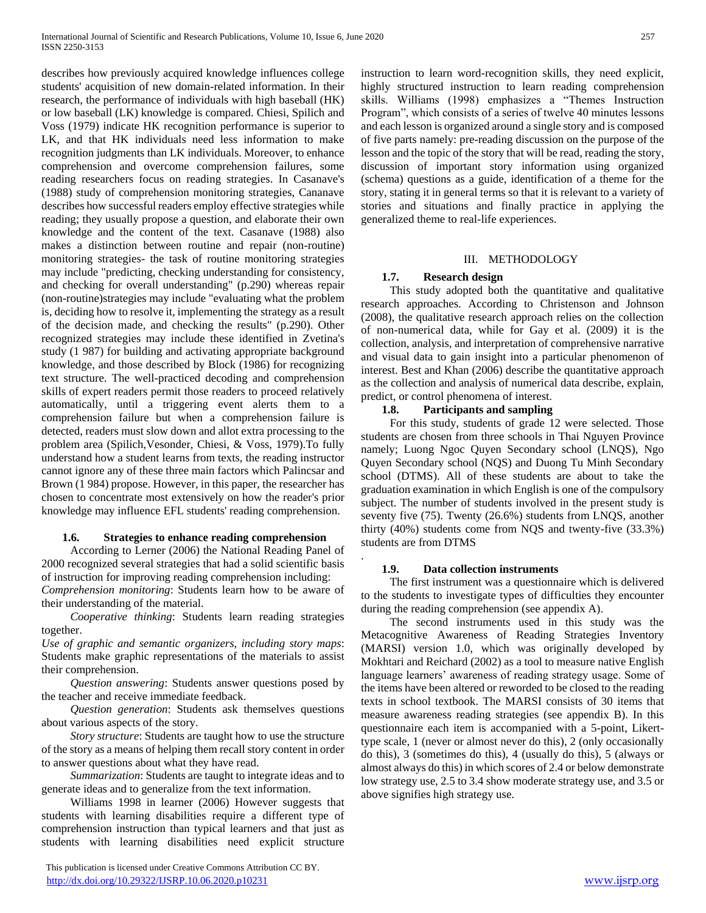describes how previously acquired knowledge influences college students' acquisition of new domain-related information. In their research, the performance of individuals with high baseball (HK) or low baseball (LK) knowledge is compared. Chiesi, Spilich and Voss (1979) indicate HK recognition performance is superior to LK, and that HK individuals need less information to make recognition judgments than LK individuals. Moreover, to enhance comprehension and overcome comprehension failures, some reading researchers focus on reading strategies. In Casanave's (1988) study of comprehension monitoring strategies, Cananave describes how successful readers employ effective strategies while reading; they usually propose a question, and elaborate their own knowledge and the content of the text. Casanave (1988) also makes a distinction between routine and repair (non-routine) monitoring strategies- the task of routine monitoring strategies may include "predicting, checking understanding for consistency, and checking for overall understanding" (p.290) whereas repair (non-routine)strategies may include "evaluating what the problem is, deciding how to resolve it, implementing the strategy as a result of the decision made, and checking the results" (p.290). Other recognized strategies may include these identified in Zvetina's study (1 987) for building and activating appropriate background knowledge, and those described by Block (1986) for recognizing text structure. The well-practiced decoding and comprehension skills of expert readers permit those readers to proceed relatively automatically, until a triggering event alerts them to a comprehension failure but when a comprehension failure is detected, readers must slow down and allot extra processing to the problem area (Spilich,Vesonder, Chiesi, & Voss, 1979).To fully understand how a student learns from texts, the reading instructor cannot ignore any of these three main factors which Palincsar and Brown (1 984) propose. However, in this paper, the researcher has chosen to concentrate most extensively on how the reader's prior knowledge may influence EFL students' reading comprehension.

### 1.6. Strategies to enhance reading comprehension

According to Lerner (2006) the National Reading Panel of 2000 recognized several strategies that had a solid scientific basis of instruction for improving reading comprehension including:

*Comprehension monitoring*: Students learn how to be aware of their understanding of the material.

*Cooperative thinking*: Students learn reading strategies together.

*Use of graphic and semantic organizers, including story maps*: Students make graphic representations of the materials to assist their comprehension.

*Question answering*: Students answer questions posed by the teacher and receive immediate feedback.

*Question generation*: Students ask themselves questions about various aspects of the story.

*Story structure*: Students are taught how to use the structure of the story as a means of helping them recall story content in order to answer questions about what they have read.

*Summarization*: Students are taught to integrate ideas and to generate ideas and to generalize from the text information.

Williams 1998 in learner (2006) However suggests that students with learning disabilities require a different type of comprehension instruction than typical learners and that just as students with learning disabilities need explicit structure instruction to learn word-recognition skills, they need explicit, highly structured instruction to learn reading comprehension skills. Williams (1998) emphasizes a "Themes Instruction Program", which consists of a series of twelve 40 minutes lessons and each lesson is organized around a single story and is composed of five parts namely: pre-reading discussion on the purpose of the lesson and the topic of the story that will be read, reading the story, discussion of important story information using organized (schema) questions as a guide, identification of a theme for the story, stating it in general terms so that it is relevant to a variety of stories and situations and finally practice in applying the generalized theme to real-life experiences.

## III. METHODOLOGY

### 1.7. Research design

This study adopted both the quantitative and qualitative research approaches. According to Christenson and Johnson (2008), the qualitative research approach relies on the collection of non-numerical data, while for Gay et al. (2009) it is the collection, analysis, and interpretation of comprehensive narrative and visual data to gain insight into a particular phenomenon of interest. Best and Khan (2006) describe the quantitative approach as the collection and analysis of numerical data describe, explain, predict, or control phenomena of interest.

### 1.8. Participants and sampling

For this study, students of grade 12 were selected. Those students are chosen from three schools in Thai Nguyen Province namely; Luong Ngoc Quyen Secondary school (LNQS), Ngo Quyen Secondary school (NQS) and Duong Tu Minh Secondary school (DTMS). All of these students are about to take the graduation examination in which English is one of the compulsory subject. The number of students involved in the present study is seventy five (75). Twenty (26.6%) students from LNQS, another thirty (40%) students come from NQS and twenty-five (33.3%) students are from DTMS

.

### 1.9. Data collection instruments

The first instrument was a questionnaire which is delivered to the students to investigate types of difficulties they encounter during the reading comprehension (see appendix A).

The second instruments used in this study was the Metacognitive Awareness of Reading Strategies Inventory (MARSI) version 1.0, which was originally developed by Mokhtari and Reichard (2002) as a tool to measure native English language learners' awareness of reading strategy usage. Some of the items have been altered or reworded to be closed to the reading texts in school textbook. The MARSI consists of 30 items that measure awareness reading strategies (see appendix B). In this questionnaire each item is accompanied with a 5-point, Likert-type scale, 1 (never or almost never do this), 2 (only occasionally do this), 3 (sometimes do this), 4 (usually do this), 5 (always or almost always do this) in which scores of 2.4 or below demonstrate low strategy use, 2.5 to 3.4 show moderate strategy use, and 3.5 or above signifies high strategy use.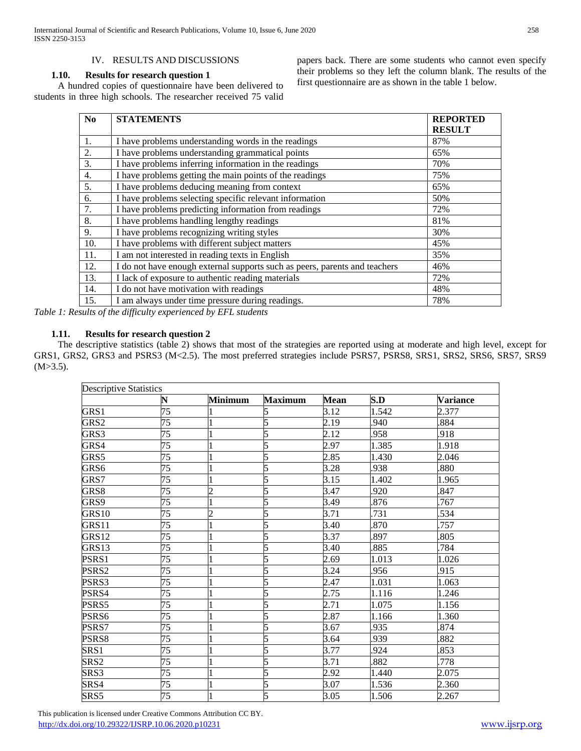## IV. RESULTS AND DISCUSSIONS

### 1.10. Results for research question 1

A hundred copies of questionnaire have been delivered to students in three high schools. The researcher received 75 valid papers back. There are some students who cannot even specify their problems so they left the column blank. The results of the first questionnaire are as shown in the table 1 below.

| No | STATEMENTS | REPORTED RESULT |
|---|---|---|
| 1. | I have problems understanding words in the readings | 87% |
| 2. | I have problems understanding grammatical points | 65% |
| 3. | I have problems inferring information in the readings | 70% |
| 4. | I have problems getting the main points of the readings | 75% |
| 5. | I have problems deducing meaning from context | 65% |
| 6. | I have problems selecting specific relevant information | 50% |
| 7. | I have problems predicting information from readings | 72% |
| 8. | I have problems handling lengthy readings | 81% |
| 9. | I have problems recognizing writing styles | 30% |
| 10. | I have problems with different subject matters | 45% |
| 11. | I am not interested in reading texts in English | 35% |
| 12. | I do not have enough external supports such as peers, parents and teachers | 46% |
| 13. | I lack of exposure to authentic reading materials | 72% |
| 14. | I do not have motivation with readings | 48% |
| 15. | I am always under time pressure during readings. | 78% |

*Table 1: Results of the difficulty experienced by EFL students*

### 1.11. Results for research question 2

The descriptive statistics (table 2) shows that most of the strategies are reported using at moderate and high level, except for GRS1, GRS2, GRS3 and PSRS3 (M<2.5). The most preferred strategies include PSRS7, PSRS8, SRS1, SRS2, SRS6, SRS7, SRS9 (M>3.5).

| Descriptive Statistics | | | | | | |
|---|---|---|---|---|---|---|
| | N | Minimum | Maximum | Mean | S.D | Variance |
| GRS1 | 75 | 1 | 5 | 3.12 | 1.542 | 2.377 |
| GRS2 | 75 | 1 | 5 | 2.19 | .940 | .884 |
| GRS3 | 75 | 1 | 5 | 2.12 | .958 | .918 |
| GRS4 | 75 | 1 | 5 | 2.97 | 1.385 | 1.918 |
| GRS5 | 75 | 1 | 5 | 2.85 | 1.430 | 2.046 |
| GRS6 | 75 | 1 | 5 | 3.28 | .938 | .880 |
| GRS7 | 75 | 1 | 5 | 3.15 | 1.402 | 1.965 |
| GRS8 | 75 | 2 | 5 | 3.47 | .920 | .847 |
| GRS9 | 75 | 1 | 5 | 3.49 | .876 | .767 |
| GRS10 | 75 | 2 | 5 | 3.71 | .731 | .534 |
| GRS11 | 75 | 1 | 5 | 3.40 | .870 | .757 |
| GRS12 | 75 | 1 | 5 | 3.37 | .897 | .805 |
| GRS13 | 75 | 1 | 5 | 3.40 | .885 | .784 |
| PSRS1 | 75 | 1 | 5 | 2.69 | 1.013 | 1.026 |
| PSRS2 | 75 | 1 | 5 | 3.24 | .956 | .915 |
| PSRS3 | 75 | 1 | 5 | 2.47 | 1.031 | 1.063 |
| PSRS4 | 75 | 1 | 5 | 2.75 | 1.116 | 1.246 |
| PSRS5 | 75 | 1 | 5 | 2.71 | 1.075 | 1.156 |
| PSRS6 | 75 | 1 | 5 | 2.87 | 1.166 | 1.360 |
| PSRS7 | 75 | 1 | 5 | 3.67 | .935 | .874 |
| PSRS8 | 75 | 1 | 5 | 3.64 | .939 | .882 |
| SRS1 | 75 | 1 | 5 | 3.77 | .924 | .853 |
| SRS2 | 75 | 1 | 5 | 3.71 | .882 | .778 |
| SRS3 | 75 | 1 | 5 | 2.92 | 1.440 | 2.075 |
| SRS4 | 75 | 1 | 5 | 3.07 | 1.536 | 2.360 |
| SRS5 | 75 | 1 | 5 | 3.05 | 1.506 | 2.267 |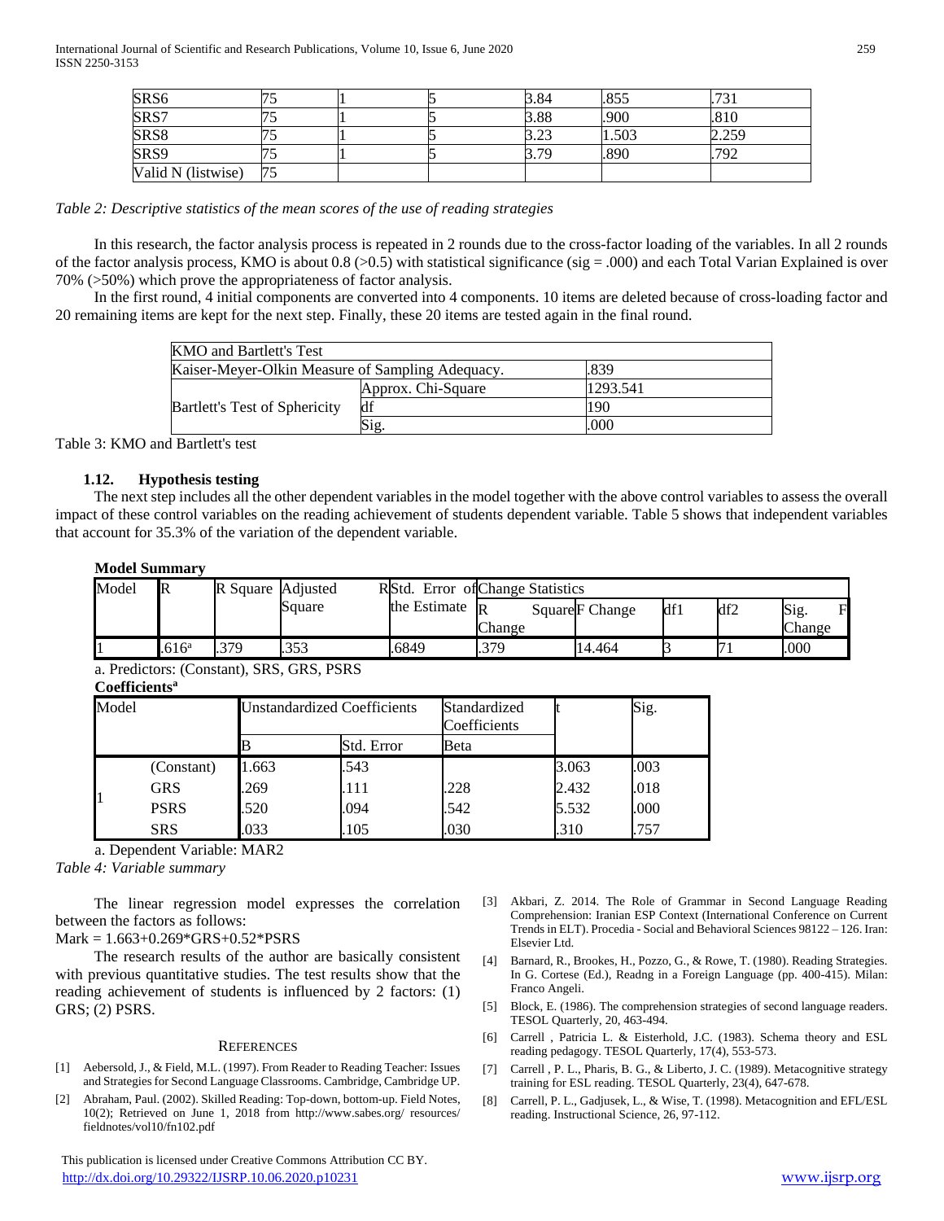| SRS6 | 75 | 1 | 5 | 3.84 | .855 | .731 |
|---|---|---|---|---|---|---|
| SRS7 | 75 | 1 | 5 | 3.88 | .900 | .810 |
| SRS8 | 75 | 1 | 5 | 3.23 | 1.503 | 2.259 |
| SRS9 | 75 | 1 | 5 | 3.79 | .890 | .792 |
| Valid N (listwise) | 75 | | | | | |

*Table 2: Descriptive statistics of the mean scores of the use of reading strategies*

In this research, the factor analysis process is repeated in 2 rounds due to the cross-factor loading of the variables. In all 2 rounds of the factor analysis process, KMO is about 0.8 (>0.5) with statistical significance (sig = .000) and each Total Varian Explained is over 70% (>50%) which prove the appropriateness of factor analysis.

In the first round, 4 initial components are converted into 4 components. 10 items are deleted because of cross-loading factor and 20 remaining items are kept for the next step. Finally, these 20 items are tested again in the final round.

| KMO and Bartlett's Test | | |
|---|---|---|
| Kaiser-Meyer-Olkin Measure of Sampling Adequacy. | | .839 |
| Bartlett's Test of Sphericity | Approx. Chi-Square | 1293.541 |
| | df | 190 |
| | Sig. | .000 |

Table 3: KMO and Bartlett's test

### 1.12. Hypothesis testing

The next step includes all the other dependent variables in the model together with the above control variables to assess the overall impact of these control variables on the reading achievement of students dependent variable. Table 5 shows that independent variables that account for 35.3% of the variation of the dependent variable.

**Model Summary**

| Model | R | R Square | Adjusted R Square | Std. Error of the Estimate | Change Statistics | | | | |
|---|---|---|---|---|---|---|---|---|---|
| | | | | | R Square Change | F Change | df1 | df2 | Sig. F Change |
| 1 | .616[a] | .379 | .353 | .6849 | .379 | 14.464 | 3 | 71 | .000 |

a. Predictors: (Constant), SRS, GRS, PSRS

**Coefficients[a]**

| Model | | Unstandardized Coefficients | | Standardized Coefficients | t | Sig. |
|---|---|---|---|---|---|---|
| | | B | Std. Error | Beta | | |
| 1 | (Constant) | 1.663 | .543 | | 3.063 | .003 |
| | GRS | .269 | .111 | .228 | 2.432 | .018 |
| | PSRS | .520 | .094 | .542 | 5.532 | .000 |
| | SRS | .033 | .105 | .030 | .310 | .757 |

a. Dependent Variable: MAR2

*Table 4: Variable summary*

The linear regression model expresses the correlation between the factors as follows:

Mark = 1.663+0.269*GRS+0.52*PSRS

The research results of the author are basically consistent with previous quantitative studies. The test results show that the reading achievement of students is influenced by 2 factors: (1) GRS; (2) PSRS.

## REFERENCES

[1] Aebersold, J., & Field, M.L. (1997). From Reader to Reading Teacher: Issues and Strategies for Second Language Classrooms. Cambridge, Cambridge UP.

[2] Abraham, Paul. (2002). Skilled Reading: Top-down, bottom-up. Field Notes, 10(2); Retrieved on June 1, 2018 from http://www.sabes.org/ resources/ fieldnotes/vol10/fn102.pdf

[3] Akbari, Z. 2014. The Role of Grammar in Second Language Reading Comprehension: Iranian ESP Context (International Conference on Current Trends in ELT). Procedia - Social and Behavioral Sciences 98122 – 126. Iran: Elsevier Ltd.

[4] Barnard, R., Brookes, H., Pozzo, G., & Rowe, T. (1980). Reading Strategies. In G. Cortese (Ed.), Readng in a Foreign Language (pp. 400-415). Milan: Franco Angeli.

[5] Block, E. (1986). The comprehension strategies of second language readers. TESOL Quarterly, 20, 463-494.

[6] Carrell , Patricia L. & Eisterhold, J.C. (1983). Schema theory and ESL reading pedagogy. TESOL Quarterly, 17(4), 553-573.

[7] Carrell , P. L., Pharis, B. G., & Liberto, J. C. (1989). Metacognitive strategy training for ESL reading. TESOL Quarterly, 23(4), 647-678.

[8] Carrell, P. L., Gadjusek, L., & Wise, T. (1998). Metacognition and EFL/ESL reading. Instructional Science, 26, 97-112.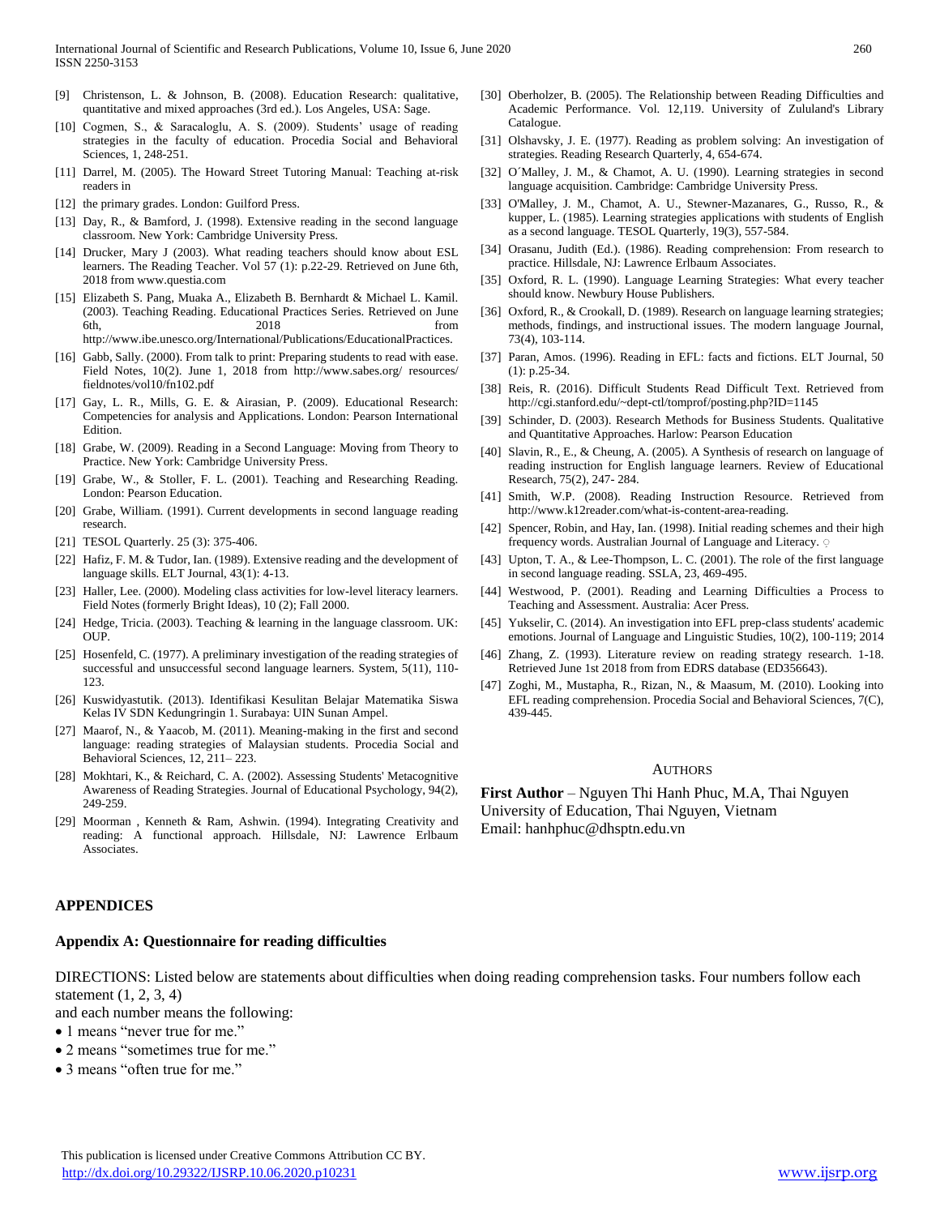[9] Christenson, L. & Johnson, B. (2008). Education Research: qualitative, quantitative and mixed approaches (3rd ed.). Los Angeles, USA: Sage.

[10] Cogmen, S., & Saracaloglu, A. S. (2009). Students' usage of reading strategies in the faculty of education. Procedia Social and Behavioral Sciences, 1, 248-251.

[11] Darrel, M. (2005). The Howard Street Tutoring Manual: Teaching at-risk readers in

[12] the primary grades. London: Guilford Press.

[13] Day, R., & Bamford, J. (1998). Extensive reading in the second language classroom. New York: Cambridge University Press.

[14] Drucker, Mary J (2003). What reading teachers should know about ESL learners. The Reading Teacher. Vol 57 (1): p.22-29. Retrieved on June 6th, 2018 from www.questia.com

[15] Elizabeth S. Pang, Muaka A., Elizabeth B. Bernhardt & Michael L. Kamil. (2003). Teaching Reading. Educational Practices Series. Retrieved on June 6th, 2018 from http://www.ibe.unesco.org/International/Publications/EducationalPractices.

[16] Gabb, Sally. (2000). From talk to print: Preparing students to read with ease. Field Notes, 10(2). June 1, 2018 from http://www.sabes.org/ resources/ fieldnotes/vol10/fn102.pdf

[17] Gay, L. R., Mills, G. E. & Airasian, P. (2009). Educational Research: Competencies for analysis and Applications. London: Pearson International Edition.

[18] Grabe, W. (2009). Reading in a Second Language: Moving from Theory to Practice. New York: Cambridge University Press.

[19] Grabe, W., & Stoller, F. L. (2001). Teaching and Researching Reading. London: Pearson Education.

[20] Grabe, William. (1991). Current developments in second language reading research.

[21] TESOL Quarterly. 25 (3): 375-406.

[22] Hafiz, F. M. & Tudor, Ian. (1989). Extensive reading and the development of language skills. ELT Journal, 43(1): 4-13.

[23] Haller, Lee. (2000). Modeling class activities for low-level literacy learners. Field Notes (formerly Bright Ideas), 10 (2); Fall 2000.

[24] Hedge, Tricia. (2003). Teaching & learning in the language classroom. UK: OUP.

[25] Hosenfeld, C. (1977). A preliminary investigation of the reading strategies of successful and unsuccessful second language learners. System, 5(11), 110-123.

[26] Kuswidyastutik. (2013). Identifikasi Kesulitan Belajar Matematika Siswa Kelas IV SDN Kedungringin 1. Surabaya: UIN Sunan Ampel.

[27] Maarof, N., & Yaacob, M. (2011). Meaning-making in the first and second language: reading strategies of Malaysian students. Procedia Social and Behavioral Sciences, 12, 211– 223.

[28] Mokhtari, K., & Reichard, C. A. (2002). Assessing Students' Metacognitive Awareness of Reading Strategies. Journal of Educational Psychology, 94(2), 249-259.

[29] Moorman , Kenneth & Ram, Ashwin. (1994). Integrating Creativity and reading: A functional approach. Hillsdale, NJ: Lawrence Erlbaum Associates.

[30] Oberholzer, B. (2005). The Relationship between Reading Difficulties and Academic Performance. Vol. 12,119. University of Zululand's Library Catalogue.

[31] Olshavsky, J. E. (1977). Reading as problem solving: An investigation of strategies. Reading Research Quarterly, 4, 654-674.

[32] O´Malley, J. M., & Chamot, A. U. (1990). Learning strategies in second language acquisition. Cambridge: Cambridge University Press.

[33] O'Malley, J. M., Chamot, A. U., Stewner-Mazanares, G., Russo, R., & kupper, L. (1985). Learning strategies applications with students of English as a second language. TESOL Quarterly, 19(3), 557-584.

[34] Orasanu, Judith (Ed.). (1986). Reading comprehension: From research to practice. Hillsdale, NJ: Lawrence Erlbaum Associates.

[35] Oxford, R. L. (1990). Language Learning Strategies: What every teacher should know. Newbury House Publishers.

[36] Oxford, R., & Crookall, D. (1989). Research on language learning strategies; methods, findings, and instructional issues. The modern language Journal, 73(4), 103-114.

[37] Paran, Amos. (1996). Reading in EFL: facts and fictions. ELT Journal, 50 (1): p.25-34.

[38] Reis, R. (2016). Difficult Students Read Difficult Text. Retrieved from http://cgi.stanford.edu/~dept-ctl/tomprof/posting.php?ID=1145

[39] Schinder, D. (2003). Research Methods for Business Students. Qualitative and Quantitative Approaches. Harlow: Pearson Education

[40] Slavin, R., E., & Cheung, A. (2005). A Synthesis of research on language of reading instruction for English language learners. Review of Educational Research, 75(2), 247- 284.

[41] Smith, W.P. (2008). Reading Instruction Resource. Retrieved from http://www.k12reader.com/what-is-content-area-reading.

[42] Spencer, Robin, and Hay, Ian. (1998). Initial reading schemes and their high frequency words. Australian Journal of Language and Literacy.

[43] Upton, T. A., & Lee-Thompson, L. C. (2001). The role of the first language in second language reading. SSLA, 23, 469-495.

[44] Westwood, P. (2001). Reading and Learning Difficulties a Process to Teaching and Assessment. Australia: Acer Press.

[45] Yukselir, C. (2014). An investigation into EFL prep-class students' academic emotions. Journal of Language and Linguistic Studies, 10(2), 100-119; 2014

[46] Zhang, Z. (1993). Literature review on reading strategy research. 1-18. Retrieved June 1st 2018 from from EDRS database (ED356643).

[47] Zoghi, M., Mustapha, R., Rizan, N., & Maasum, M. (2010). Looking into EFL reading comprehension. Procedia Social and Behavioral Sciences, 7(C), 439-445.

## AUTHORS

**First Author** – Nguyen Thi Hanh Phuc, M.A, Thai Nguyen University of Education, Thai Nguyen, Vietnam
Email: hanhphuc@dhsptn.edu.vn

## APPENDICES

### Appendix A: Questionnaire for reading difficulties

DIRECTIONS: Listed below are statements about difficulties when doing reading comprehension tasks. Four numbers follow each statement (1, 2, 3, 4)
and each number means the following:

- 1 means "never true for me."
- 2 means "sometimes true for me."
- 3 means "often true for me."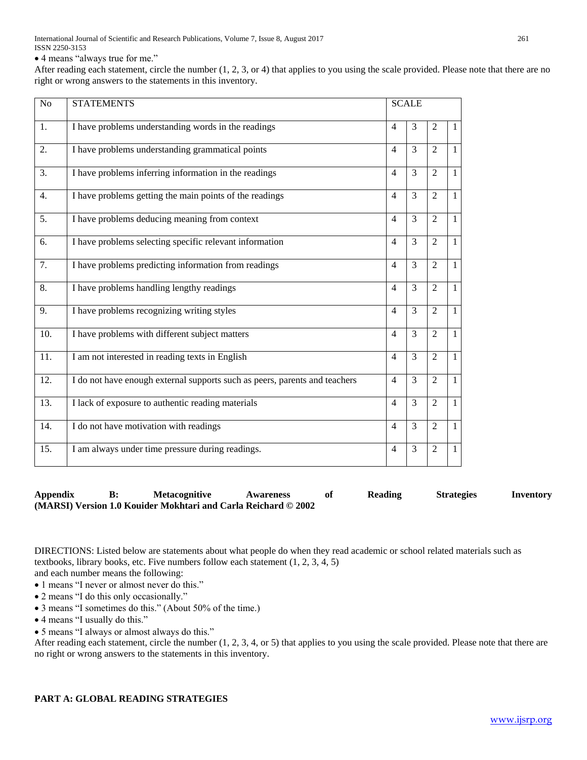• 4 means "always true for me."

After reading each statement, circle the number (1, 2, 3, or 4) that applies to you using the scale provided. Please note that there are no right or wrong answers to the statements in this inventory.

| No | STATEMENTS | SCALE | | | |
|---|---|---|---|---|---|
| 1. | I have problems understanding words in the readings | 4 | 3 | 2 | 1 |
| 2. | I have problems understanding grammatical points | 4 | 3 | 2 | 1 |
| 3. | I have problems inferring information in the readings | 4 | 3 | 2 | 1 |
| 4. | I have problems getting the main points of the readings | 4 | 3 | 2 | 1 |
| 5. | I have problems deducing meaning from context | 4 | 3 | 2 | 1 |
| 6. | I have problems selecting specific relevant information | 4 | 3 | 2 | 1 |
| 7. | I have problems predicting information from readings | 4 | 3 | 2 | 1 |
| 8. | I have problems handling lengthy readings | 4 | 3 | 2 | 1 |
| 9. | I have problems recognizing writing styles | 4 | 3 | 2 | 1 |
| 10. | I have problems with different subject matters | 4 | 3 | 2 | 1 |
| 11. | I am not interested in reading texts in English | 4 | 3 | 2 | 1 |
| 12. | I do not have enough external supports such as peers, parents and teachers | 4 | 3 | 2 | 1 |
| 13. | I lack of exposure to authentic reading materials | 4 | 3 | 2 | 1 |
| 14. | I do not have motivation with readings | 4 | 3 | 2 | 1 |
| 15. | I am always under time pressure during readings. | 4 | 3 | 2 | 1 |

**Appendix B: Metacognitive Awareness of Reading Strategies Inventory (MARSI) Version 1.0 Kouider Mokhtari and Carla Reichard © 2002**

DIRECTIONS: Listed below are statements about what people do when they read academic or school related materials such as textbooks, library books, etc. Five numbers follow each statement (1, 2, 3, 4, 5) and each number means the following:

• 1 means "I never or almost never do this."
• 2 means "I do this only occasionally."
• 3 means "I sometimes do this." (About 50% of the time.)
• 4 means "I usually do this."
• 5 means "I always or almost always do this."

After reading each statement, circle the number (1, 2, 3, 4, or 5) that applies to you using the scale provided. Please note that there are no right or wrong answers to the statements in this inventory.

**PART A: GLOBAL READING STRATEGIES**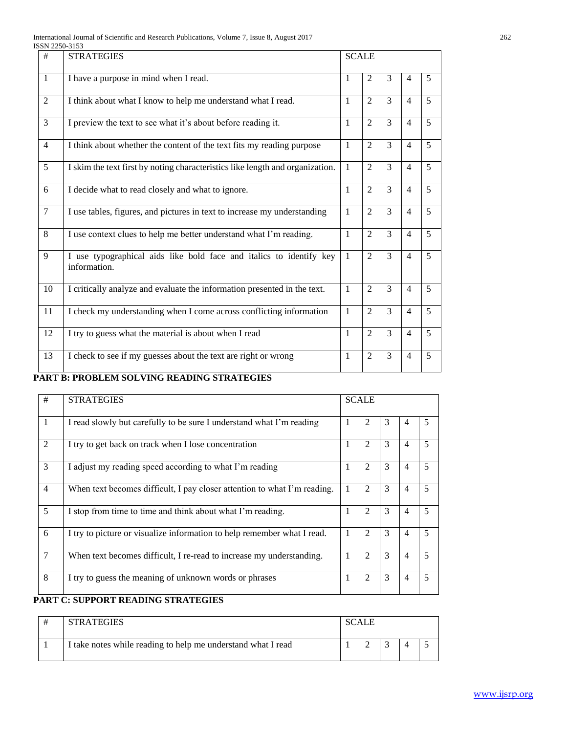| # | STRATEGIES | SCALE | | | | |
|---|---|---|---|---|---|---|
| 1 | I have a purpose in mind when I read. | 1 | 2 | 3 | 4 | 5 |
| 2 | I think about what I know to help me understand what I read. | 1 | 2 | 3 | 4 | 5 |
| 3 | I preview the text to see what it's about before reading it. | 1 | 2 | 3 | 4 | 5 |
| 4 | I think about whether the content of the text fits my reading purpose | 1 | 2 | 3 | 4 | 5 |
| 5 | I skim the text first by noting characteristics like length and organization. | 1 | 2 | 3 | 4 | 5 |
| 6 | I decide what to read closely and what to ignore. | 1 | 2 | 3 | 4 | 5 |
| 7 | I use tables, figures, and pictures in text to increase my understanding | 1 | 2 | 3 | 4 | 5 |
| 8 | I use context clues to help me better understand what I'm reading. | 1 | 2 | 3 | 4 | 5 |
| 9 | I use typographical aids like bold face and italics to identify key information. | 1 | 2 | 3 | 4 | 5 |
| 10 | I critically analyze and evaluate the information presented in the text. | 1 | 2 | 3 | 4 | 5 |
| 11 | I check my understanding when I come across conflicting information | 1 | 2 | 3 | 4 | 5 |
| 12 | I try to guess what the material is about when I read | 1 | 2 | 3 | 4 | 5 |
| 13 | I check to see if my guesses about the text are right or wrong | 1 | 2 | 3 | 4 | 5 |

**PART B: PROBLEM SOLVING READING STRATEGIES**

| # | STRATEGIES | SCALE | | | | |
|---|---|---|---|---|---|---|
| 1 | I read slowly but carefully to be sure I understand what I'm reading | 1 | 2 | 3 | 4 | 5 |
| 2 | I try to get back on track when I lose concentration | 1 | 2 | 3 | 4 | 5 |
| 3 | I adjust my reading speed according to what I'm reading | 1 | 2 | 3 | 4 | 5 |
| 4 | When text becomes difficult, I pay closer attention to what I'm reading. | 1 | 2 | 3 | 4 | 5 |
| 5 | I stop from time to time and think about what I'm reading. | 1 | 2 | 3 | 4 | 5 |
| 6 | I try to picture or visualize information to help remember what I read. | 1 | 2 | 3 | 4 | 5 |
| 7 | When text becomes difficult, I re-read to increase my understanding. | 1 | 2 | 3 | 4 | 5 |
| 8 | I try to guess the meaning of unknown words or phrases | 1 | 2 | 3 | 4 | 5 |

**PART C: SUPPORT READING STRATEGIES**

| # | STRATEGIES | SCALE | | | | |
|---|---|---|---|---|---|---|
| 1 | I take notes while reading to help me understand what I read | 1 | 2 | 3 | 4 | 5 |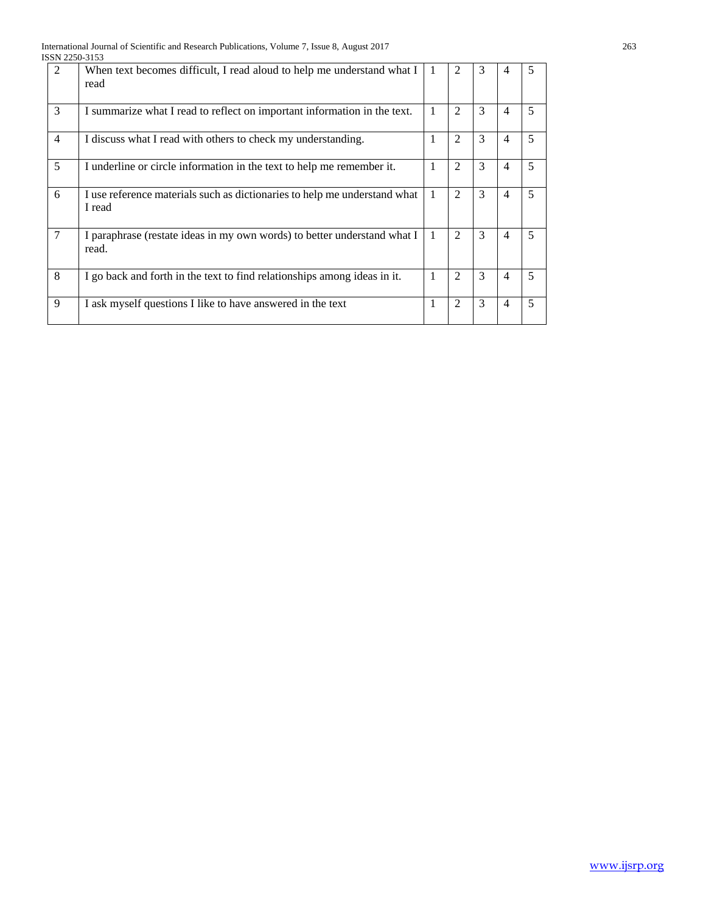| | | | | | | |
|---|---|---|---|---|---|---|
| 2 | When text becomes difficult, I read aloud to help me understand what I read | 1 | 2 | 3 | 4 | 5 |
| 3 | I summarize what I read to reflect on important information in the text. | 1 | 2 | 3 | 4 | 5 |
| 4 | I discuss what I read with others to check my understanding. | 1 | 2 | 3 | 4 | 5 |
| 5 | I underline or circle information in the text to help me remember it. | 1 | 2 | 3 | 4 | 5 |
| 6 | I use reference materials such as dictionaries to help me understand what I read | 1 | 2 | 3 | 4 | 5 |
| 7 | I paraphrase (restate ideas in my own words) to better understand what I read. | 1 | 2 | 3 | 4 | 5 |
| 8 | I go back and forth in the text to find relationships among ideas in it. | 1 | 2 | 3 | 4 | 5 |
| 9 | I ask myself questions I like to have answered in the text | 1 | 2 | 3 | 4 | 5 |